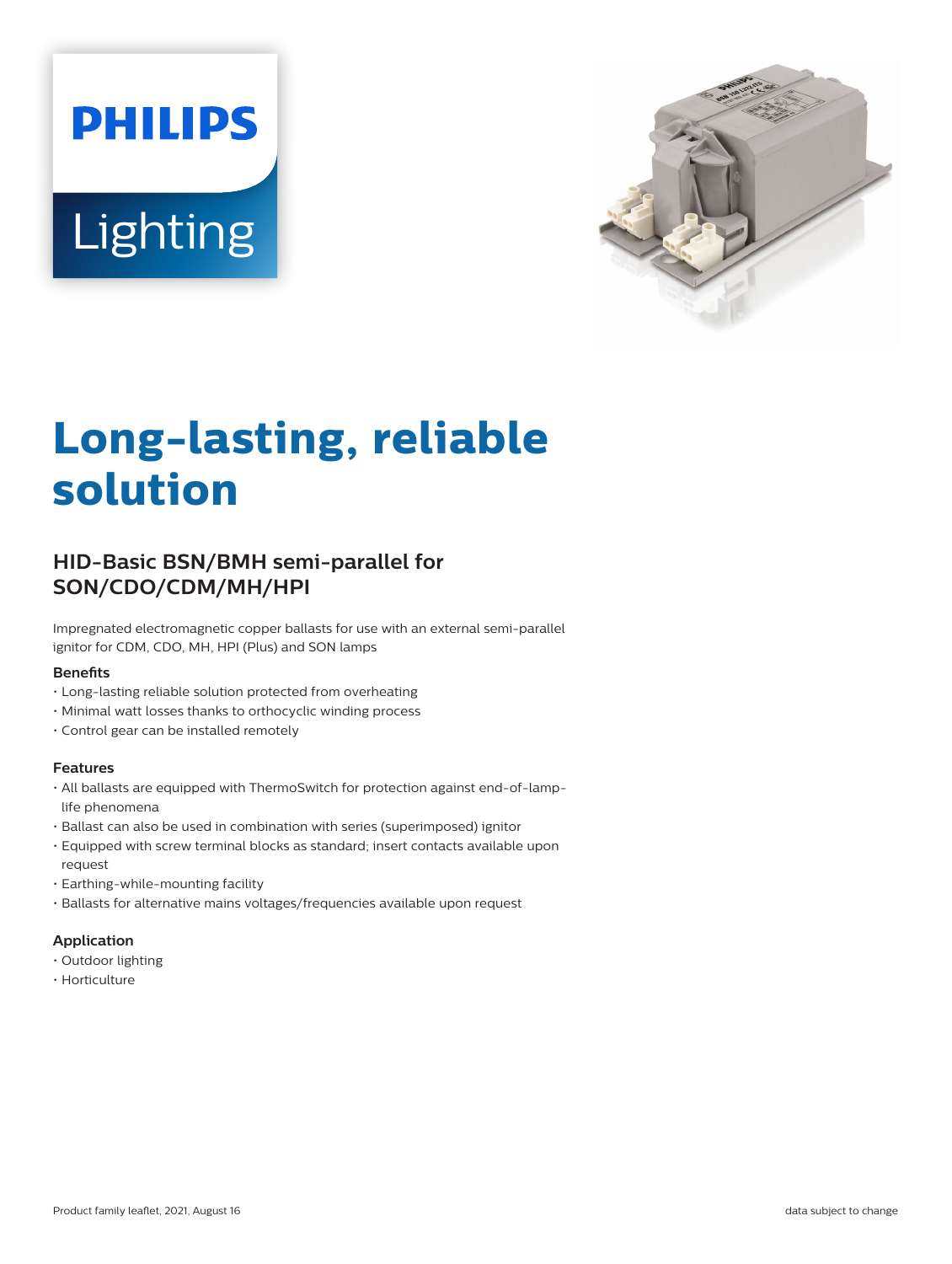# Long-lasting, reliable solution

## HID-Basic BSN/BMH semi-parallel for SON/CDO/CDM/MH/HPI

Impregnated electromagnetic copper ballasts for use with an external semi-parallel ignitor for CDM, CDO, MH, HPI (Plus) and SON lamps

### Benefits

- Long-lasting reliable solution protected from overheating
- Minimal watt losses thanks to orthocyclic winding process
- Control gear can be installed remotely

### Features

- All ballasts are equipped with ThermoSwitch for protection against end-of-lamp-life phenomena
- Ballast can also be used in combination with series (superimposed) ignitor
- Equipped with screw terminal blocks as standard; insert contacts available upon request
- Earthing-while-mounting facility
- Ballasts for alternative mains voltages/frequencies available upon request

### Application

- Outdoor lighting
- Horticulture

Product family leaflet, 2021, August 16

data subject to change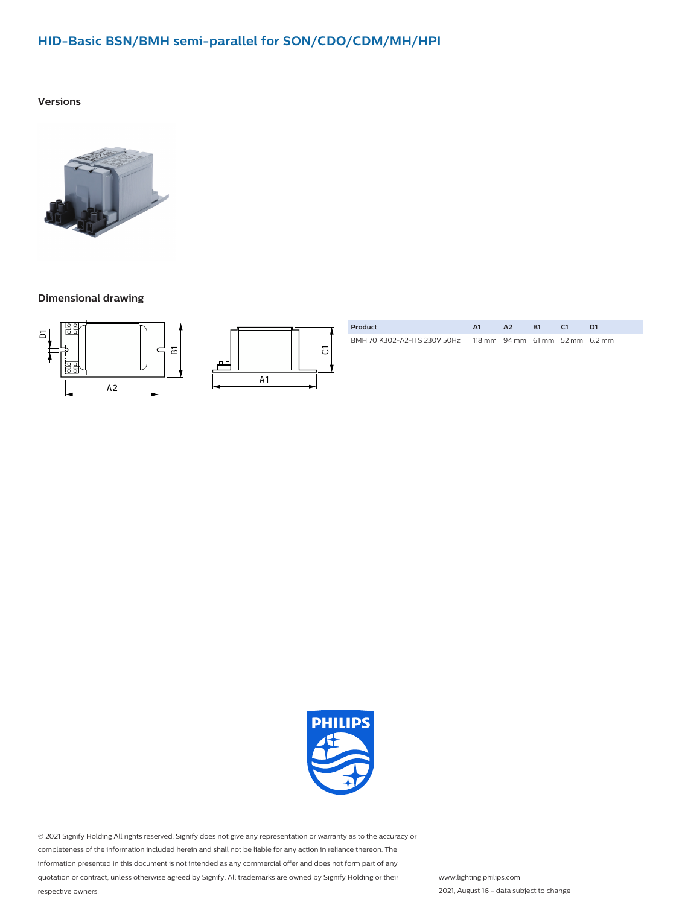## HID-Basic BSN/BMH semi-parallel for SON/CDO/CDM/MH/HPI

### Versions

### Dimensional drawing

D1
B1
A2
C1
A1

| Product | A1 | A2 | B1 | C1 | D1 |
| --- | --- | --- | --- | --- | --- |
| BMH 70 K302-A2-ITS 230V 50Hz | 118 mm | 94 mm | 61 mm | 52 mm | 6.2 mm |

© 2021 Signify Holding All rights reserved. Signify does not give any representation or warranty as to the accuracy or completeness of the information included herein and shall not be liable for any action in reliance thereon. The information presented in this document is not intended as any commercial offer and does not form part of any quotation or contract, unless otherwise agreed by Signify. All trademarks are owned by Signify Holding or their respective owners.

www.lighting.philips.com
2021, August 16 - data subject to change